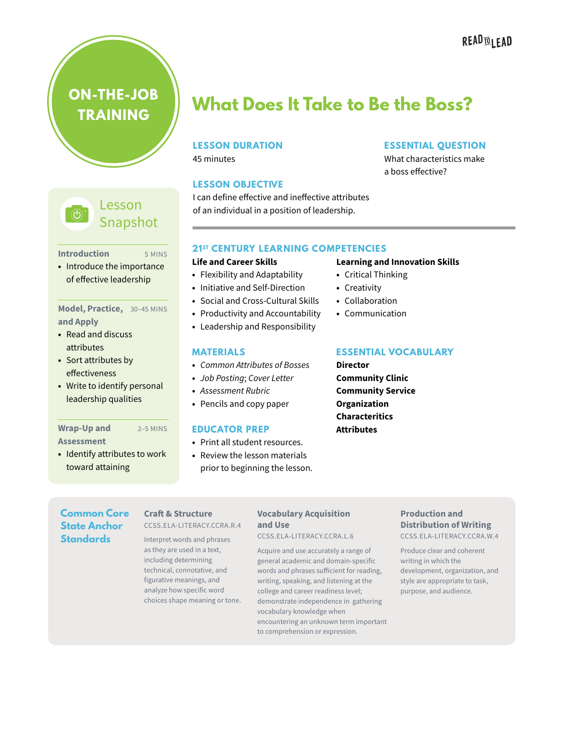READ TO LEAD

ON-THE-JOB TRAINING

# What Does It Take to Be the Boss?

## LESSON DURATION

45 minutes

## ESSENTIAL QUESTION

What characteristics make a boss effective?

## LESSON OBJECTIVE

I can define effective and ineffective attributes of an individual in a position of leadership.

## Lesson Snapshot

**Introduction** — 5 MINS

- Introduce the importance of effective leadership

**Model, Practice, and Apply** — 30–45 MINS

- Read and discuss attributes
- Sort attributes by effectiveness
- Write to identify personal leadership qualities

**Wrap-Up and Assessment** — 2–5 MINS

- Identify attributes to work toward attaining

## 21ST CENTURY LEARNING COMPETENCIES

**Life and Career Skills**

- Flexibility and Adaptability
- Initiative and Self-Direction
- Social and Cross-Cultural Skills
- Productivity and Accountability
- Leadership and Responsibility

**Learning and Innovation Skills**

- Critical Thinking
- Creativity
- Collaboration
- Communication

## MATERIALS

- *Common Attributes of Bosses*
- *Job Posting*; *Cover Letter*
- *Assessment Rubric*
- Pencils and copy paper

## ESSENTIAL VOCABULARY

**Director**
**Community Clinic**
**Community Service**
**Organization**
**Characteritics**
**Attributes**

## EDUCATOR PREP

- Print all student resources.
- Review the lesson materials prior to beginning the lesson.

## Common Core State Anchor Standards

**Craft & Structure**
CCSS.ELA-LITERACY.CCRA.R.4

Interpret words and phrases as they are used in a text, including determining technical, connotative, and figurative meanings, and analyze how specific word choices shape meaning or tone.

**Vocabulary Acquisition and Use**
CCSS.ELA-LITERACY.CCRA.L.6

Acquire and use accurately a range of general academic and domain-specific words and phrases sufficient for reading, writing, speaking, and listening at the college and career readiness level; demonstrate independence in gathering vocabulary knowledge when encountering an unknown term important to comprehension or expression.

**Production and Distribution of Writing**
CCSS.ELA-LITERACY.CCRA.W.4

Produce clear and coherent writing in which the development, organization, and style are appropriate to task, purpose, and audience.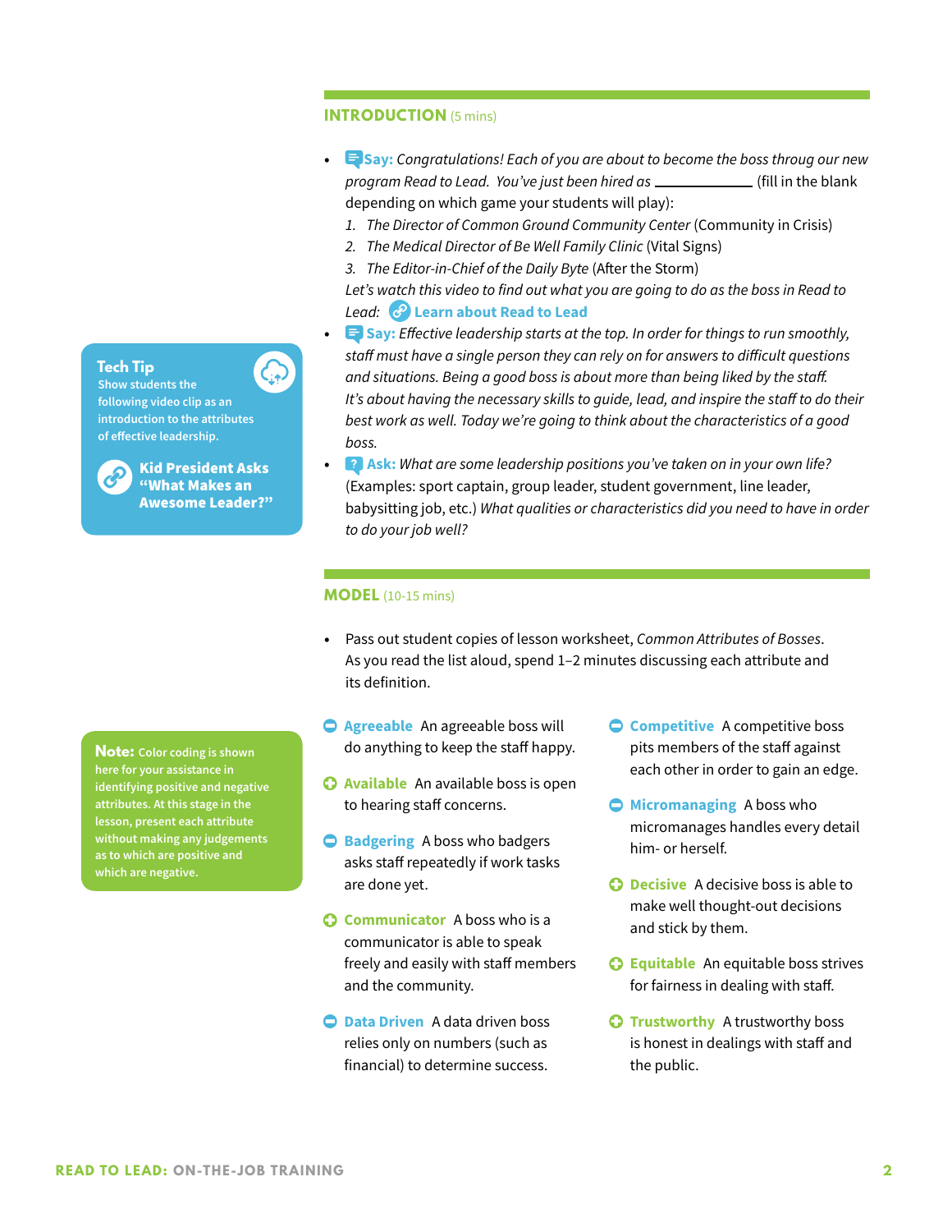## INTRODUCTION (5 mins)

- **Say:** *Congratulations! Each of you are about to become the boss throug our new program Read to Lead. You've just been hired as* ____________ (fill in the blank depending on which game your students will play):
  1. *The Director of Common Ground Community Center* (Community in Crisis)
  2. *The Medical Director of Be Well Family Clinic* (Vital Signs)
  3. *The Editor-in-Chief of the Daily Byte* (After the Storm)

  *Let's watch this video to find out what you are going to do as the boss in Read to Lead:* **Learn about Read to Lead**
- **Say:** *Effective leadership starts at the top. In order for things to run smoothly, staff must have a single person they can rely on for answers to difficult questions and situations. Being a good boss is about more than being liked by the staff. It's about having the necessary skills to guide, lead, and inspire the staff to do their best work as well. Today we're going to think about the characteristics of a good boss.*
- **Ask:** *What are some leadership positions you've taken on in your own life?* (Examples: sport captain, group leader, student government, line leader, babysitting job, etc.) *What qualities or characteristics did you need to have in order to do your job well?*

**Tech Tip**
Show students the following video clip as an introduction to the attributes of effective leadership.

**Kid President Asks "What Makes an Awesome Leader?"**

## MODEL (10-15 mins)

- Pass out student copies of lesson worksheet, *Common Attributes of Bosses*. As you read the list aloud, spend 1–2 minutes discussing each attribute and its definition.

**Note:** Color coding is shown here for your assistance in identifying positive and negative attributes. At this stage in the lesson, present each attribute without making any judgements as to which are positive and which are negative.

- (−) **Agreeable** An agreeable boss will do anything to keep the staff happy.
- (+) **Available** An available boss is open to hearing staff concerns.
- (−) **Badgering** A boss who badgers asks staff repeatedly if work tasks are done yet.
- (+) **Communicator** A boss who is a communicator is able to speak freely and easily with staff members and the community.
- (−) **Data Driven** A data driven boss relies only on numbers (such as financial) to determine success.
- (−) **Competitive** A competitive boss pits members of the staff against each other in order to gain an edge.
- (−) **Micromanaging** A boss who micromanages handles every detail him- or herself.
- (+) **Decisive** A decisive boss is able to make well thought-out decisions and stick by them.
- (+) **Equitable** An equitable boss strives for fairness in dealing with staff.
- (+) **Trustworthy** A trustworthy boss is honest in dealings with staff and the public.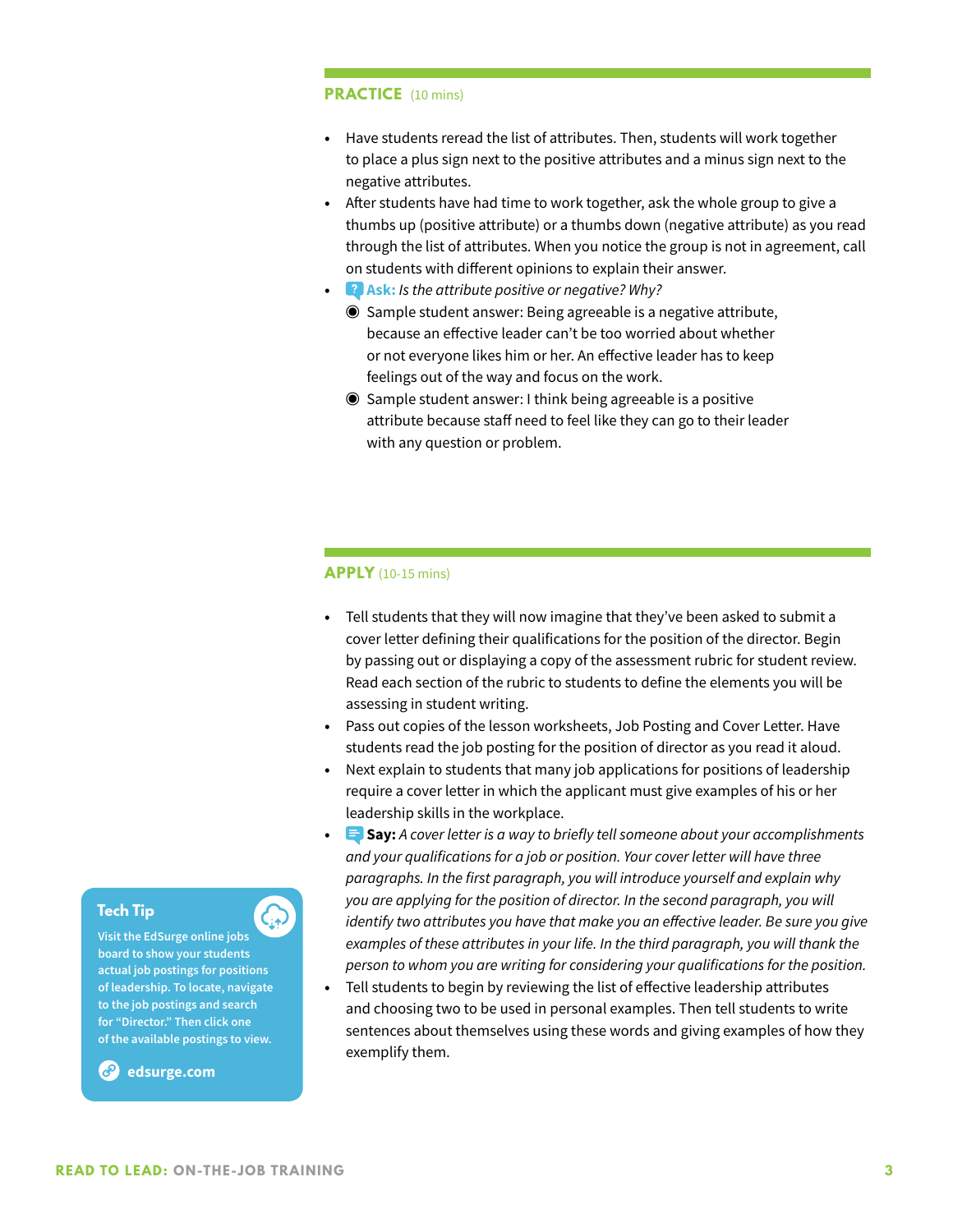## PRACTICE (10 mins)

- Have students reread the list of attributes. Then, students will work together to place a plus sign next to the positive attributes and a minus sign next to the negative attributes.
- After students have had time to work together, ask the whole group to give a thumbs up (positive attribute) or a thumbs down (negative attribute) as you read through the list of attributes. When you notice the group is not in agreement, call on students with different opinions to explain their answer.
- **Ask:** *Is the attribute positive or negative? Why?*
  - Sample student answer: Being agreeable is a negative attribute, because an effective leader can't be too worried about whether or not everyone likes him or her. An effective leader has to keep feelings out of the way and focus on the work.
  - Sample student answer: I think being agreeable is a positive attribute because staff need to feel like they can go to their leader with any question or problem.

## APPLY (10-15 mins)

- Tell students that they will now imagine that they've been asked to submit a cover letter defining their qualifications for the position of the director. Begin by passing out or displaying a copy of the assessment rubric for student review. Read each section of the rubric to students to define the elements you will be assessing in student writing.
- Pass out copies of the lesson worksheets, Job Posting and Cover Letter. Have students read the job posting for the position of director as you read it aloud.
- Next explain to students that many job applications for positions of leadership require a cover letter in which the applicant must give examples of his or her leadership skills in the workplace.
- **Say:** *A cover letter is a way to briefly tell someone about your accomplishments and your qualifications for a job or position. Your cover letter will have three paragraphs. In the first paragraph, you will introduce yourself and explain why you are applying for the position of director. In the second paragraph, you will identify two attributes you have that make you an effective leader. Be sure you give examples of these attributes in your life. In the third paragraph, you will thank the person to whom you are writing for considering your qualifications for the position.*
- Tell students to begin by reviewing the list of effective leadership attributes and choosing two to be used in personal examples. Then tell students to write sentences about themselves using these words and giving examples of how they exemplify them.

**Tech Tip**

Visit the EdSurge online jobs board to show your students actual job postings for positions of leadership. To locate, navigate to the job postings and search for "Director." Then click one of the available postings to view.

edsurge.com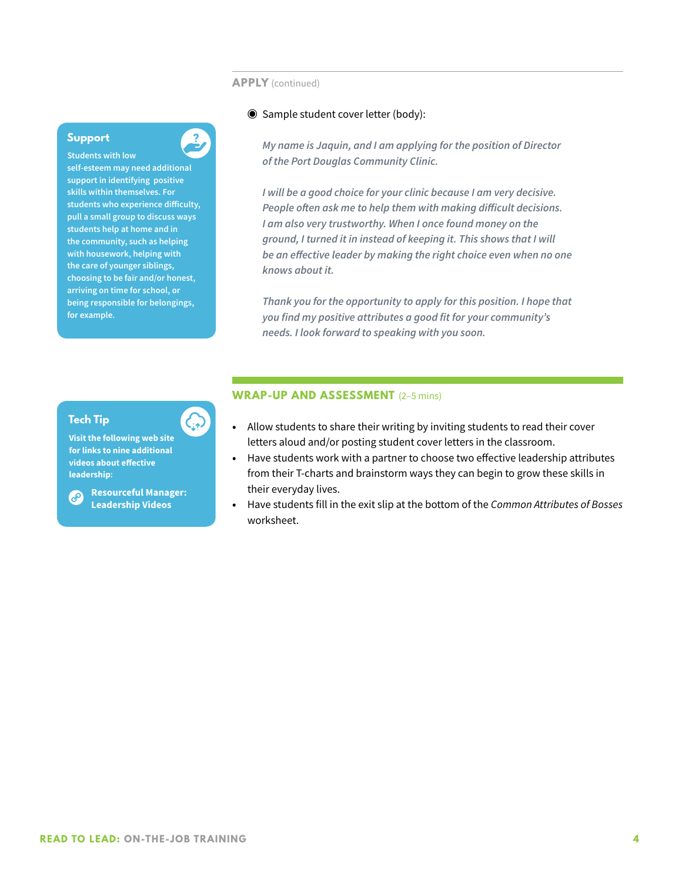## APPLY (continued)

- Sample student cover letter (body):

  *My name is Jaquin, and I am applying for the position of Director of the Port Douglas Community Clinic.*

  *I will be a good choice for your clinic because I am very decisive. People often ask me to help them with making difficult decisions. I am also very trustworthy. When I once found money on the ground, I turned it in instead of keeping it. This shows that I will be an effective leader by making the right choice even when no one knows about it.*

  *Thank you for the opportunity to apply for this position. I hope that you find my positive attributes a good fit for your community's needs. I look forward to speaking with you soon.*

> **Support**
>
> Students with low self-esteem may need additional support in identifying positive skills within themselves. For students who experience difficulty, pull a small group to discuss ways students help at home and in the community, such as helping with housework, helping with the care of younger siblings, choosing to be fair and/or honest, arriving on time for school, or being responsible for belongings, for example.

## WRAP-UP AND ASSESSMENT (2–5 mins)

- Allow students to share their writing by inviting students to read their cover letters aloud and/or posting student cover letters in the classroom.
- Have students work with a partner to choose two effective leadership attributes from their T-charts and brainstorm ways they can begin to grow these skills in their everyday lives.
- Have students fill in the exit slip at the bottom of the *Common Attributes of Bosses* worksheet.

> **Tech Tip**
>
> Visit the following web site for links to nine additional videos about effective leadership:
>
> **Resourceful Manager: Leadership Videos**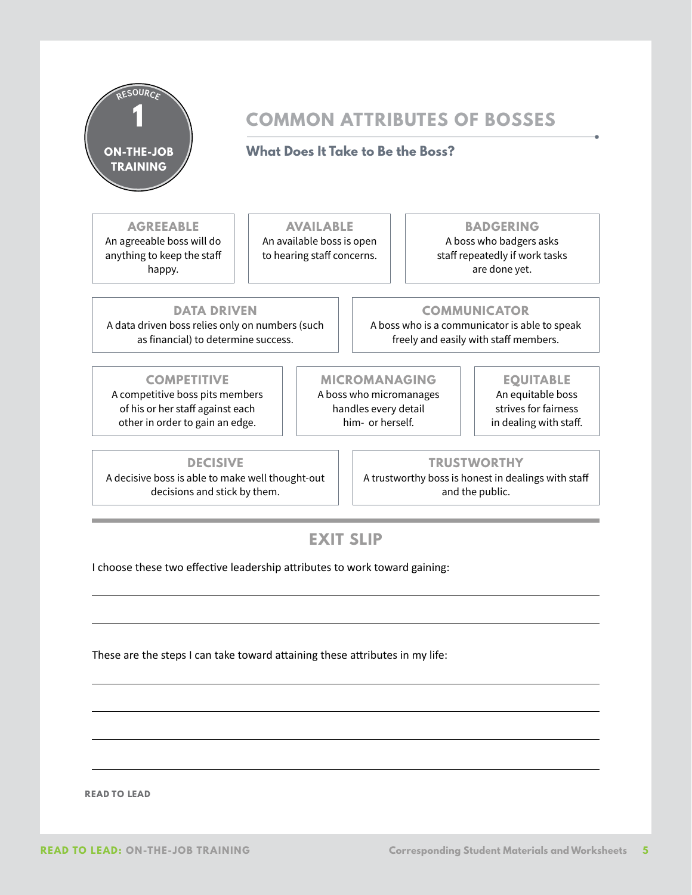RESOURCE 1
ON-THE-JOB TRAINING

# COMMON ATTRIBUTES OF BOSSES

## What Does It Take to Be the Boss?

**AGREEABLE**
An agreeable boss will do anything to keep the staff happy.

**AVAILABLE**
An available boss is open to hearing staff concerns.

**BADGERING**
A boss who badgers asks staff repeatedly if work tasks are done yet.

**DATA DRIVEN**
A data driven boss relies only on numbers (such as financial) to determine success.

**COMMUNICATOR**
A boss who is a communicator is able to speak freely and easily with staff members.

**COMPETITIVE**
A competitive boss pits members of his or her staff against each other in order to gain an edge.

**MICROMANAGING**
A boss who micromanages handles every detail him- or herself.

**EQUITABLE**
An equitable boss strives for fairness in dealing with staff.

**DECISIVE**
A decisive boss is able to make well thought-out decisions and stick by them.

**TRUSTWORTHY**
A trustworthy boss is honest in dealings with staff and the public.

## EXIT SLIP

I choose these two effective leadership attributes to work toward gaining:

______________________________________________

______________________________________________

These are the steps I can take toward attaining these attributes in my life:

______________________________________________

______________________________________________

______________________________________________

______________________________________________

READ TO LEAD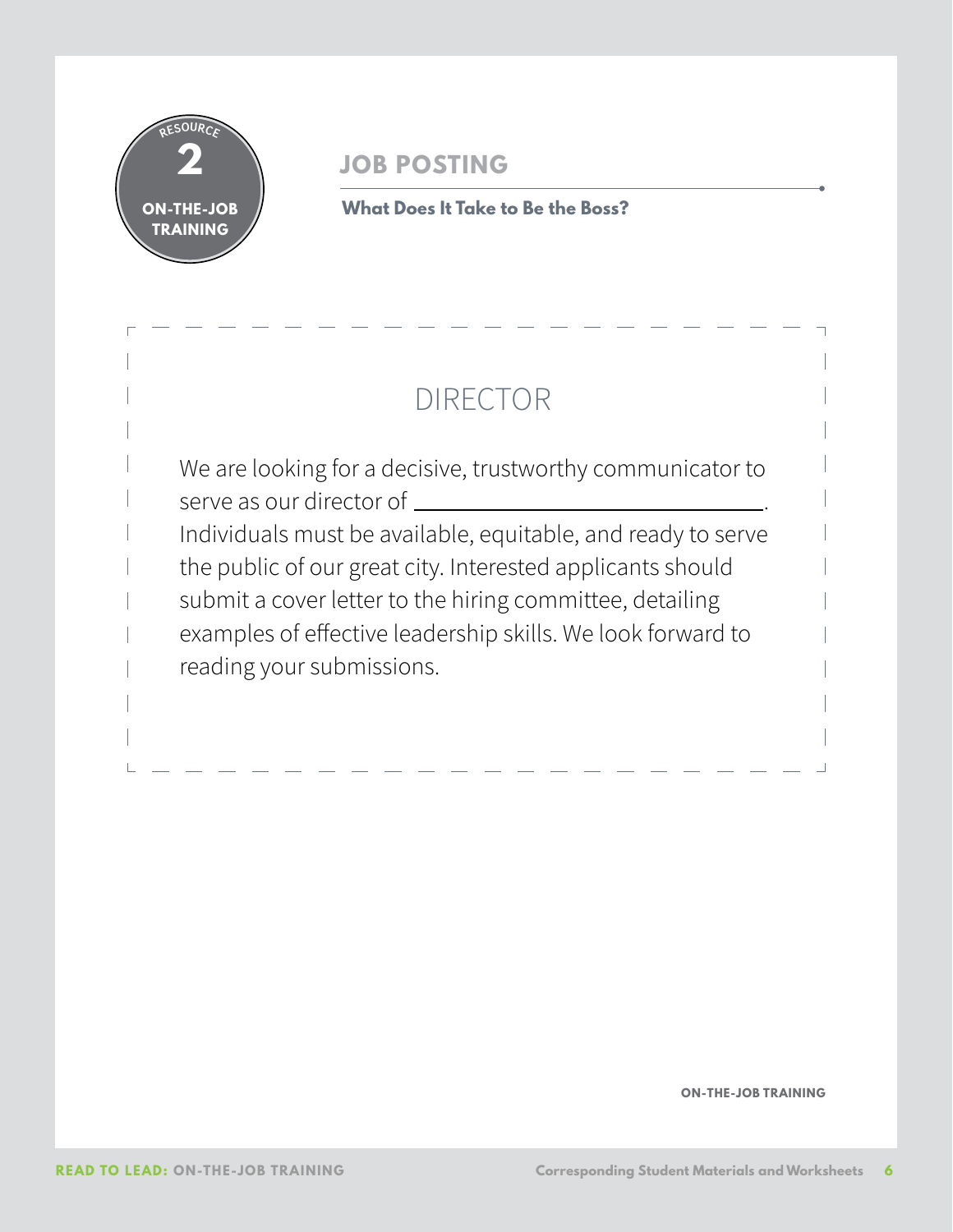RESOURCE 2

ON-THE-JOB TRAINING

## JOB POSTING

**What Does It Take to Be the Boss?**

# DIRECTOR

We are looking for a decisive, trustworthy communicator to serve as our director of ________________________________. Individuals must be available, equitable, and ready to serve the public of our great city. Interested applicants should submit a cover letter to the hiring committee, detailing examples of effective leadership skills. We look forward to reading your submissions.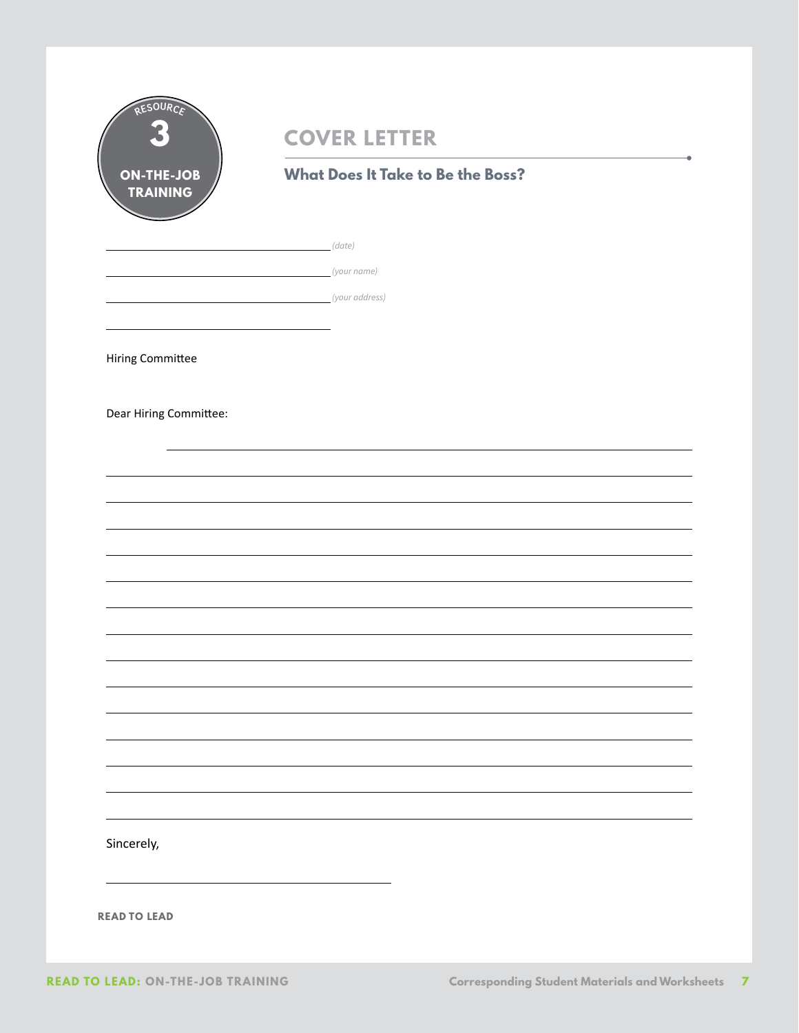RESOURCE 3

ON-THE-JOB TRAINING

# COVER LETTER

## What Does It Take to Be the Boss?

______________________________ *(date)*

______________________________ *(your name)*

______________________________ *(your address)*

______________________________

Hiring Committee

Dear Hiring Committee:

______________________________________________________________________

______________________________________________________________________

______________________________________________________________________

______________________________________________________________________

______________________________________________________________________

______________________________________________________________________

______________________________________________________________________

______________________________________________________________________

______________________________________________________________________

______________________________________________________________________

______________________________________________________________________

______________________________________________________________________

______________________________________________________________________

______________________________________________________________________

Sincerely,

______________________________

READ TO LEAD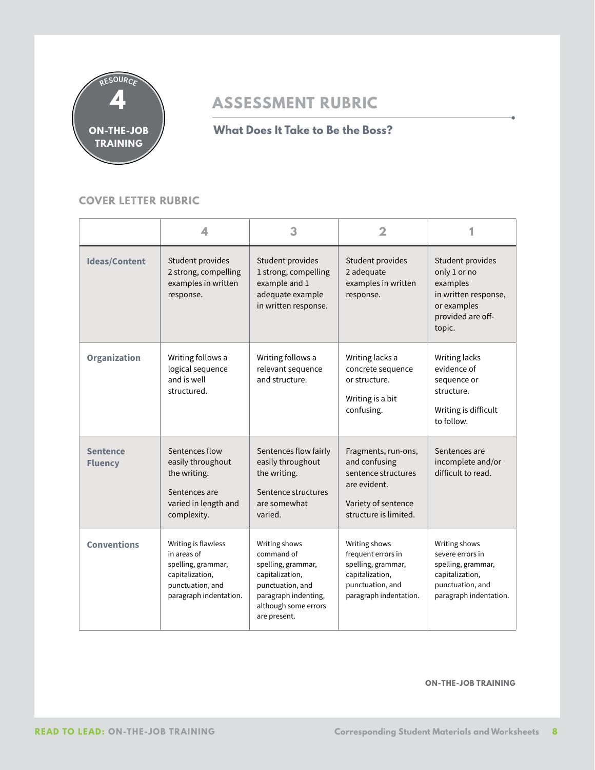RESOURCE 4

ON-THE-JOB TRAINING

# ASSESSMENT RUBRIC

## What Does It Take to Be the Boss?

### COVER LETTER RUBRIC

| | 4 | 3 | 2 | 1 |
|---|---|---|---|---|
| **Ideas/Content** | Student provides 2 strong, compelling examples in written response. | Student provides 1 strong, compelling example and 1 adequate example in written response. | Student provides 2 adequate examples in written response. | Student provides only 1 or no examples in written response, or examples provided are off-topic. |
| **Organization** | Writing follows a logical sequence and is well structured. | Writing follows a relevant sequence and structure. | Writing lacks a concrete sequence or structure. Writing is a bit confusing. | Writing lacks evidence of sequence or structure. Writing is difficult to follow. |
| **Sentence Fluency** | Sentences flow easily throughout the writing. Sentences are varied in length and complexity. | Sentences flow fairly easily throughout the writing. Sentence structures are somewhat varied. | Fragments, run-ons, and confusing sentence structures are evident. Variety of sentence structure is limited. | Sentences are incomplete and/or difficult to read. |
| **Conventions** | Writing is flawless in areas of spelling, grammar, capitalization, punctuation, and paragraph indentation. | Writing shows command of spelling, grammar, capitalization, punctuation, and paragraph indenting, although some errors are present. | Writing shows frequent errors in spelling, grammar, capitalization, punctuation, and paragraph indentation. | Writing shows severe errors in spelling, grammar, capitalization, punctuation, and paragraph indentation. |